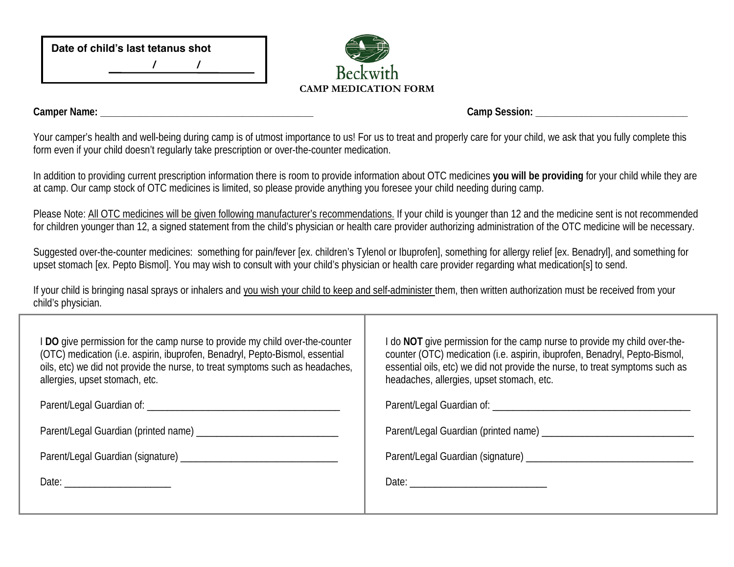**Date of child's last tetanus shot**

\_\_\_\_\_\_ / \_\_\_\_\_\_ / \_\_\_\_\_\_

Beckwith

**CAMP MEDICATION FORM**

**Camper Name:** \_\_\_\_\_\_\_\_\_\_\_\_\_\_\_\_\_\_\_\_\_\_\_\_\_\_\_\_\_\_\_\_\_\_\_\_\_\_\_\_\_\_\_\_ **Camp Session:** \_\_\_\_\_\_\_\_\_\_\_\_\_\_\_\_\_\_\_\_\_\_\_\_\_\_\_\_\_\_\_\_

Your camper's health and well-being during camp is of utmost importance to us! For us to treat and properly care for your child, we ask that you fully complete this form even if your child doesn't regularly take prescription or over-the-counter medication.

In addition to providing current prescription information there is room to provide information about OTC medicines **you will be providing** for your child while they are at camp. Our camp stock of OTC medicines is limited, so please provide anything you foresee your child needing during camp.

Please Note: <u>All OTC medicines will be given following manufacturer's recommendations.</u> If your child is younger than 12 and the medicine sent is not recommended for children younger than 12, a signed statement from the child's physician or health care provider authorizing administration of the OTC medicine will be necessary.

Suggested over-the-counter medicines: something for pain/fever [ex. children's Tylenol or Ibuprofen], something for allergy relief [ex. Benadryl], and something for upset stomach [ex. Pepto Bismol]. You may wish to consult with your child's physician or health care provider regarding what medication[s] to send.

If your child is bringing nasal sprays or inhalers and <u>you wish your child to keep and self-administer</u> them, then written authorization must be received from your child's physician.

| | |
|---|---|
| I **DO** give permission for the camp nurse to provide my child over-the-counter (OTC) medication (i.e. aspirin, ibuprofen, Benadryl, Pepto-Bismol, essential oils, etc) we did not provide the nurse, to treat symptoms such as headaches, allergies, upset stomach, etc.<br><br>Parent/Legal Guardian of: \_\_\_\_\_\_\_\_\_\_\_\_\_\_\_\_\_\_\_\_\_\_\_\_\_\_\_\_\_\_\_\_\_\_\_\_\_\_\_<br><br>Parent/Legal Guardian (printed name) \_\_\_\_\_\_\_\_\_\_\_\_\_\_\_\_\_\_\_\_\_\_\_\_\_\_\_\_\_<br><br>Parent/Legal Guardian (signature) \_\_\_\_\_\_\_\_\_\_\_\_\_\_\_\_\_\_\_\_\_\_\_\_\_\_\_\_\_\_\_\_<br><br>Date: \_\_\_\_\_\_\_\_\_\_\_\_\_\_\_\_\_\_\_\_\_ | I do **NOT** give permission for the camp nurse to provide my child over-the-counter (OTC) medication (i.e. aspirin, ibuprofen, Benadryl, Pepto-Bismol, essential oils, etc) we did not provide the nurse, to treat symptoms such as headaches, allergies, upset stomach, etc.<br><br>Parent/Legal Guardian of: \_\_\_\_\_\_\_\_\_\_\_\_\_\_\_\_\_\_\_\_\_\_\_\_\_\_\_\_\_\_\_\_\_\_\_\_\_\_\_\_<br><br>Parent/Legal Guardian (printed name) \_\_\_\_\_\_\_\_\_\_\_\_\_\_\_\_\_\_\_\_\_\_\_\_\_\_\_\_\_\_\_<br><br>Parent/Legal Guardian (signature) \_\_\_\_\_\_\_\_\_\_\_\_\_\_\_\_\_\_\_\_\_\_\_\_\_\_\_\_\_\_\_\_\_\_<br><br>Date: \_\_\_\_\_\_\_\_\_\_\_\_\_\_\_\_\_\_\_\_\_\_\_\_\_\_\_\_ |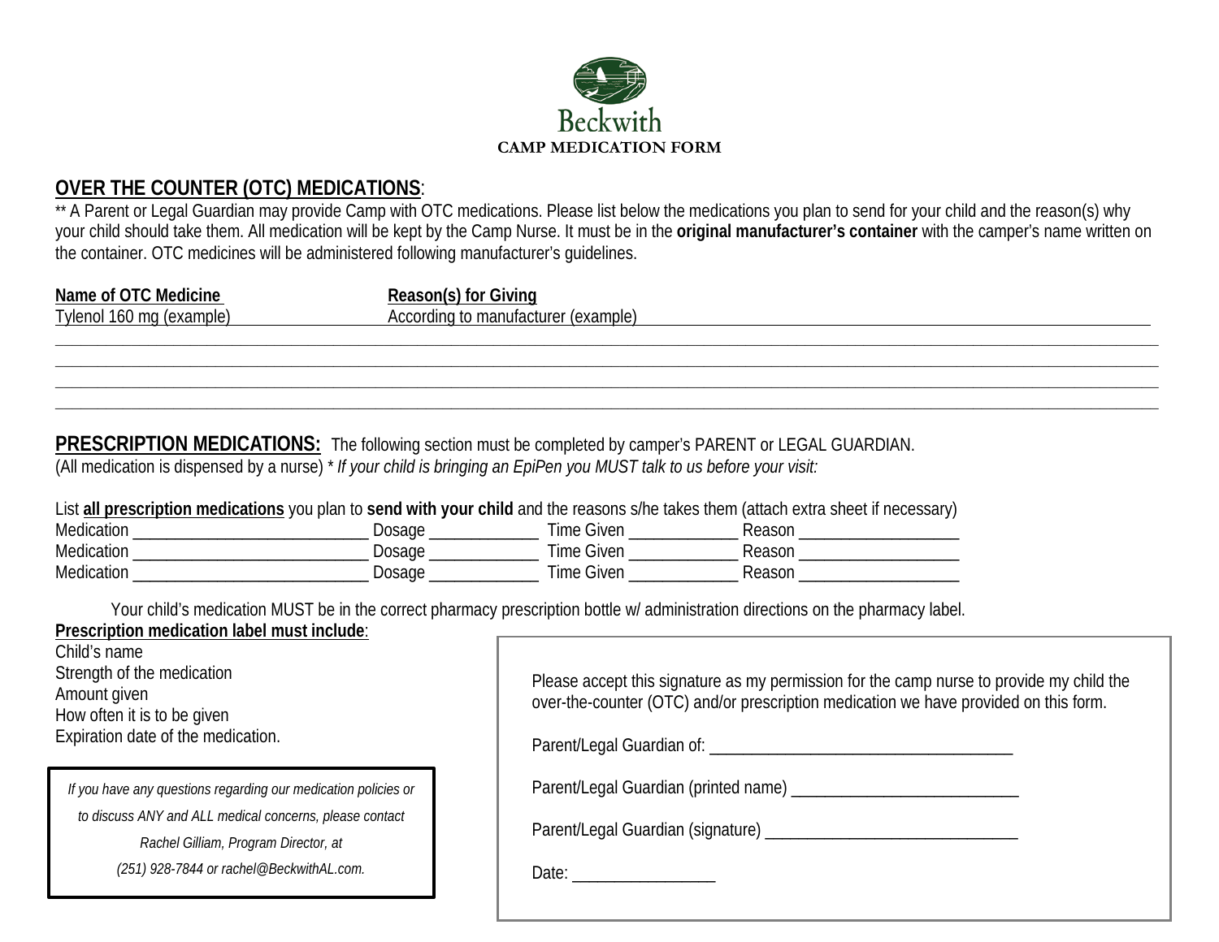Beckwith

**CAMP MEDICATION FORM**

## **OVER THE COUNTER (OTC) MEDICATIONS**:

** A Parent or Legal Guardian may provide Camp with OTC medications. Please list below the medications you plan to send for your child and the reason(s) why your child should take them. All medication will be kept by the Camp Nurse. It must be in the **original manufacturer's container** with the camper's name written on the container. OTC medicines will be administered following manufacturer's guidelines.

| Name of OTC Medicine | Reason(s) for Giving |
|---|---|
| Tylenol 160 mg (example) | According to manufacturer (example) |
| | |
| | |
| | |
| | |

## **PRESCRIPTION MEDICATIONS:**

The following section must be completed by camper's PARENT or LEGAL GUARDIAN.
(All medication is dispensed by a nurse) * *If your child is bringing an EpiPen you MUST talk to us before your visit:*

List **all prescription medications** you plan to **send with your child** and the reasons s/he takes them (attach extra sheet if necessary)

Medication ____________________________ Dosage _____________ Time Given _____________ Reason ___________________
Medication ____________________________ Dosage _____________ Time Given _____________ Reason ___________________
Medication ____________________________ Dosage _____________ Time Given _____________ Reason ___________________

Your child's medication MUST be in the correct pharmacy prescription bottle w/ administration directions on the pharmacy label.

**Prescription medication label must include**:

Child's name
Strength of the medication
Amount given
How often it is to be given
Expiration date of the medication.

*If you have any questions regarding our medication policies or to discuss ANY and ALL medical concerns, please contact Rachel Gilliam, Program Director, at (251) 928-7844 or rachel@BeckwithAL.com.*

Please accept this signature as my permission for the camp nurse to provide my child the over-the-counter (OTC) and/or prescription medication we have provided on this form.

Parent/Legal Guardian of: ____________________________________

Parent/Legal Guardian (printed name) ___________________________

Parent/Legal Guardian (signature) ______________________________

Date: _________________